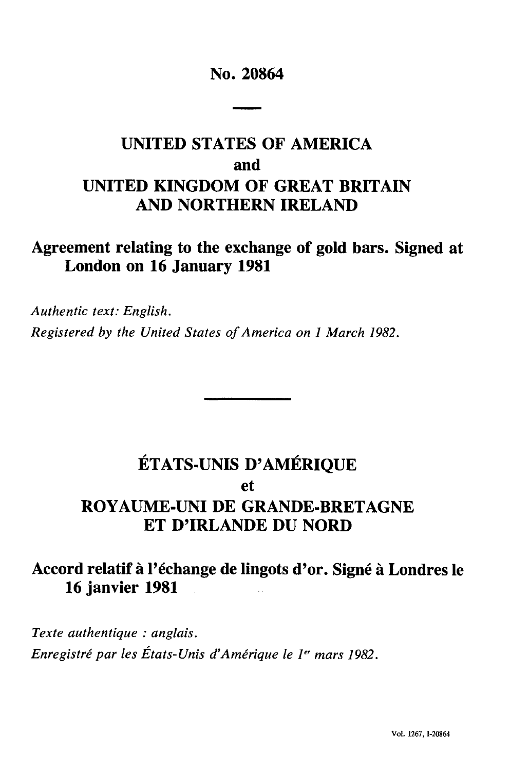# No. 20864

## UNITED STATES OF AMERICA
## and
## UNITED KINGDOM OF GREAT BRITAIN AND NORTHERN IRELAND

### Agreement relating to the exchange of gold bars. Signed at London on 16 January 1981

*Authentic text: English.*

*Registered by the United States of America on 1 March 1982.*

## ÉTATS-UNIS D'AMÉRIQUE
## et
## ROYAUME-UNI DE GRANDE-BRETAGNE ET D'IRLANDE DU NORD

### Accord relatif à l'échange de lingots d'or. Signé à Londres le 16 janvier 1981

*Texte authentique : anglais.*

*Enregistré par les États-Unis d'Amérique le 1er mars 1982.*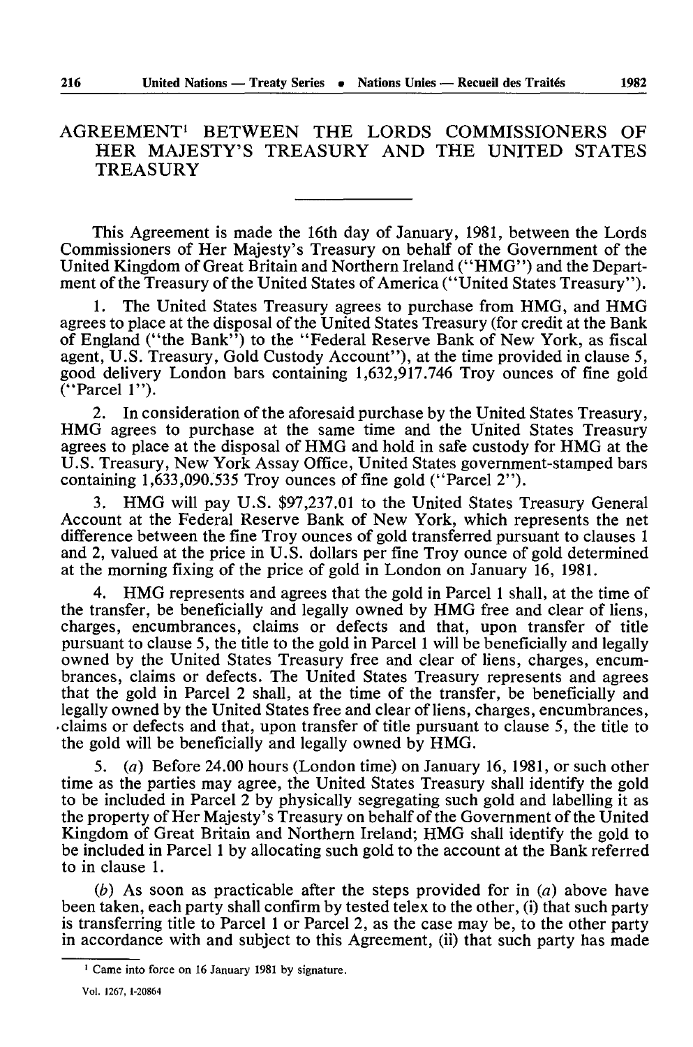# AGREEMENT[1] BETWEEN THE LORDS COMMISSIONERS OF HER MAJESTY'S TREASURY AND THE UNITED STATES TREASURY

This Agreement is made the 16th day of January, 1981, between the Lords Commissioners of Her Majesty's Treasury on behalf of the Government of the United Kingdom of Great Britain and Northern Ireland ("HMG") and the Department of the Treasury of the United States of America ("United States Treasury").

1. The United States Treasury agrees to purchase from HMG, and HMG agrees to place at the disposal of the United States Treasury (for credit at the Bank of England ("the Bank") to the "Federal Reserve Bank of New York, as fiscal agent, U.S. Treasury, Gold Custody Account"), at the time provided in clause 5, good delivery London bars containing 1,632,917.746 Troy ounces of fine gold ("Parcel 1").

2. In consideration of the aforesaid purchase by the United States Treasury, HMG agrees to purchase at the same time and the United States Treasury agrees to place at the disposal of HMG and hold in safe custody for HMG at the U.S. Treasury, New York Assay Office, United States government-stamped bars containing 1,633,090.535 Troy ounces of fine gold ("Parcel 2").

3. HMG will pay U.S. $97,237.01 to the United States Treasury General Account at the Federal Reserve Bank of New York, which represents the net difference between the fine Troy ounces of gold transferred pursuant to clauses 1 and 2, valued at the price in U.S. dollars per fine Troy ounce of gold determined at the morning fixing of the price of gold in London on January 16, 1981.

4. HMG represents and agrees that the gold in Parcel 1 shall, at the time of the transfer, be beneficially and legally owned by HMG free and clear of liens, charges, encumbrances, claims or defects and that, upon transfer of title pursuant to clause 5, the title to the gold in Parcel 1 will be beneficially and legally owned by the United States Treasury free and clear of liens, charges, encumbrances, claims or defects. The United States Treasury represents and agrees that the gold in Parcel 2 shall, at the time of the transfer, be beneficially and legally owned by the United States free and clear of liens, charges, encumbrances, claims or defects and that, upon transfer of title pursuant to clause 5, the title to the gold will be beneficially and legally owned by HMG.

5. (*a*) Before 24.00 hours (London time) on January 16, 1981, or such other time as the parties may agree, the United States Treasury shall identify the gold to be included in Parcel 2 by physically segregating such gold and labelling it as the property of Her Majesty's Treasury on behalf of the Government of the United Kingdom of Great Britain and Northern Ireland; HMG shall identify the gold to be included in Parcel 1 by allocating such gold to the account at the Bank referred to in clause 1.

(*b*) As soon as practicable after the steps provided for in (*a*) above have been taken, each party shall confirm by tested telex to the other, (i) that such party is transferring title to Parcel 1 or Parcel 2, as the case may be, to the other party in accordance with and subject to this Agreement, (ii) that such party has made

[1] Came into force on 16 January 1981 by signature.

Vol. 1267, I-20864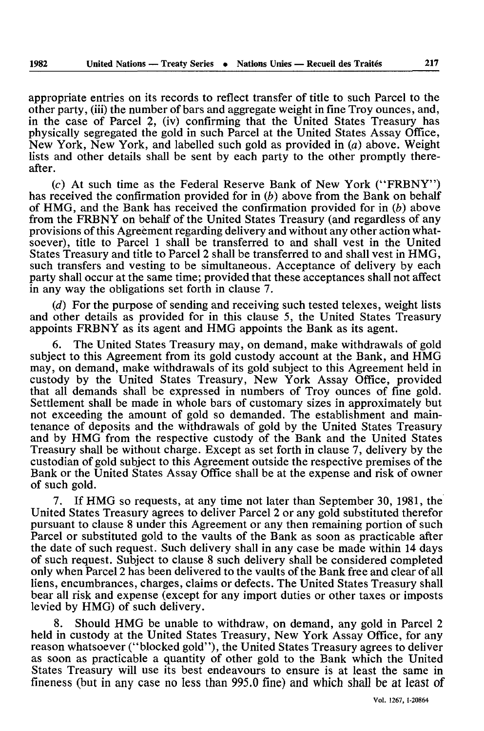appropriate entries on its records to reflect transfer of title to such Parcel to the other party, (iii) the number of bars and aggregate weight in fine Troy ounces, and, in the case of Parcel 2, (iv) confirming that the United States Treasury has physically segregated the gold in such Parcel at the United States Assay Office, New York, New York, and labelled such gold as provided in (*a*) above. Weight lists and other details shall be sent by each party to the other promptly thereafter.

(*c*) At such time as the Federal Reserve Bank of New York ("FRBNY") has received the confirmation provided for in (*b*) above from the Bank on behalf of HMG, and the Bank has received the confirmation provided for in (*b*) above from the FRBNY on behalf of the United States Treasury (and regardless of any provisions of this Agreement regarding delivery and without any other action whatsoever), title to Parcel 1 shall be transferred to and shall vest in the United States Treasury and title to Parcel 2 shall be transferred to and shall vest in HMG, such transfers and vesting to be simultaneous. Acceptance of delivery by each party shall occur at the same time; provided that these acceptances shall not affect in any way the obligations set forth in clause 7.

(*d*) For the purpose of sending and receiving such tested telexes, weight lists and other details as provided for in this clause 5, the United States Treasury appoints FRBNY as its agent and HMG appoints the Bank as its agent.

6. The United States Treasury may, on demand, make withdrawals of gold subject to this Agreement from its gold custody account at the Bank, and HMG may, on demand, make withdrawals of its gold subject to this Agreement held in custody by the United States Treasury, New York Assay Office, provided that all demands shall be expressed in numbers of Troy ounces of fine gold. Settlement shall be made in whole bars of customary sizes in approximately but not exceeding the amount of gold so demanded. The establishment and maintenance of deposits and the withdrawals of gold by the United States Treasury and by HMG from the respective custody of the Bank and the United States Treasury shall be without charge. Except as set forth in clause 7, delivery by the custodian of gold subject to this Agreement outside the respective premises of the Bank or the United States Assay Office shall be at the expense and risk of owner of such gold.

7. If HMG so requests, at any time not later than September 30, 1981, the United States Treasury agrees to deliver Parcel 2 or any gold substituted therefor pursuant to clause 8 under this Agreement or any then remaining portion of such Parcel or substituted gold to the vaults of the Bank as soon as practicable after the date of such request. Such delivery shall in any case be made within 14 days of such request. Subject to clause 8 such delivery shall be considered completed only when Parcel 2 has been delivered to the vaults of the Bank free and clear of all liens, encumbrances, charges, claims or defects. The United States Treasury shall bear all risk and expense (except for any import duties or other taxes or imposts levied by HMG) of such delivery.

8. Should HMG be unable to withdraw, on demand, any gold in Parcel 2 held in custody at the United States Treasury, New York Assay Office, for any reason whatsoever ("blocked gold"), the United States Treasury agrees to deliver as soon as practicable a quantity of other gold to the Bank which the United States Treasury will use its best endeavours to ensure is at least the same in fineness (but in any case no less than 995.0 fine) and which shall be at least of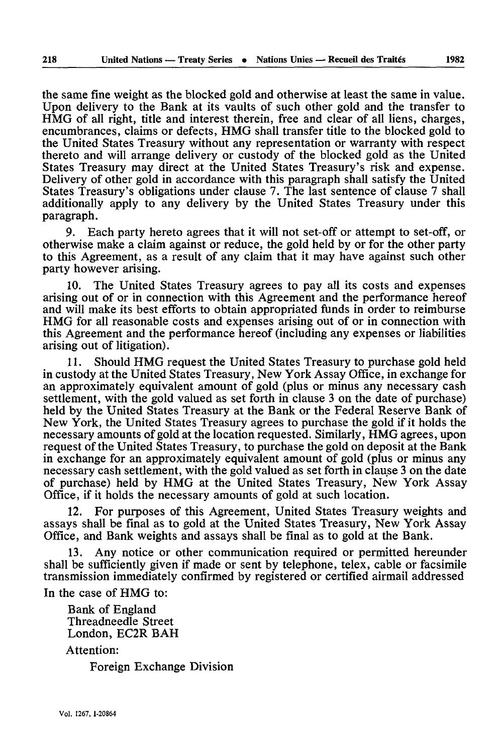the same fine weight as the blocked gold and otherwise at least the same in value. Upon delivery to the Bank at its vaults of such other gold and the transfer to HMG of all right, title and interest therein, free and clear of all liens, charges, encumbrances, claims or defects, HMG shall transfer title to the blocked gold to the United States Treasury without any representation or warranty with respect thereto and will arrange delivery or custody of the blocked gold as the United States Treasury may direct at the United States Treasury's risk and expense. Delivery of other gold in accordance with this paragraph shall satisfy the United States Treasury's obligations under clause 7. The last sentence of clause 7 shall additionally apply to any delivery by the United States Treasury under this paragraph.

9. Each party hereto agrees that it will not set-off or attempt to set-off, or otherwise make a claim against or reduce, the gold held by or for the other party to this Agreement, as a result of any claim that it may have against such other party however arising.

10. The United States Treasury agrees to pay all its costs and expenses arising out of or in connection with this Agreement and the performance hereof and will make its best efforts to obtain appropriated funds in order to reimburse HMG for all reasonable costs and expenses arising out of or in connection with this Agreement and the performance hereof (including any expenses or liabilities arising out of litigation).

11. Should HMG request the United States Treasury to purchase gold held in custody at the United States Treasury, New York Assay Office, in exchange for an approximately equivalent amount of gold (plus or minus any necessary cash settlement, with the gold valued as set forth in clause 3 on the date of purchase) held by the United States Treasury at the Bank or the Federal Reserve Bank of New York, the United States Treasury agrees to purchase the gold if it holds the necessary amounts of gold at the location requested. Similarly, HMG agrees, upon request of the United States Treasury, to purchase the gold on deposit at the Bank in exchange for an approximately equivalent amount of gold (plus or minus any necessary cash settlement, with the gold valued as set forth in clause 3 on the date of purchase) held by HMG at the United States Treasury, New York Assay Office, if it holds the necessary amounts of gold at such location.

12. For purposes of this Agreement, United States Treasury weights and assays shall be final as to gold at the United States Treasury, New York Assay Office, and Bank weights and assays shall be final as to gold at the Bank.

13. Any notice or other communication required or permitted hereunder shall be sufficiently given if made or sent by telephone, telex, cable or facsimile transmission immediately confirmed by registered or certified airmail addressed

In the case of HMG to:

Bank of England
Threadneedle Street
London, EC2R BAH

Attention:

Foreign Exchange Division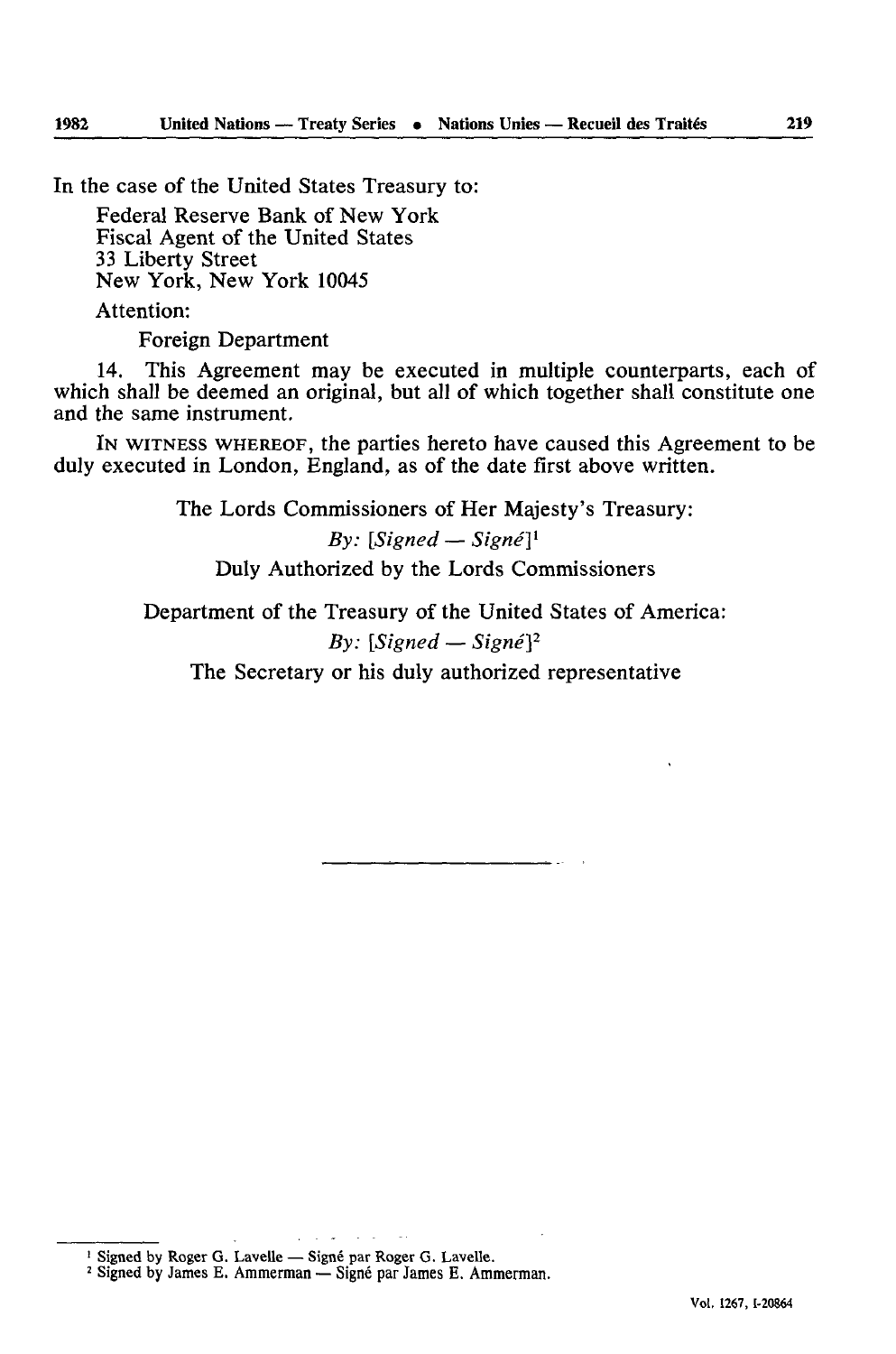In the case of the United States Treasury to:

Federal Reserve Bank of New York
Fiscal Agent of the United States
33 Liberty Street
New York, New York 10045

Attention:

Foreign Department

14. This Agreement may be executed in multiple counterparts, each of which shall be deemed an original, but all of which together shall constitute one and the same instrument.

IN WITNESS WHEREOF, the parties hereto have caused this Agreement to be duly executed in London, England, as of the date first above written.

The Lords Commissioners of Her Majesty's Treasury:

*By: [Signed — Signé]*[1]

Duly Authorized by the Lords Commissioners

Department of the Treasury of the United States of America:

*By: [Signed — Signé]*[2]

The Secretary or his duly authorized representative

---

[1] Signed by Roger G. Lavelle — Signé par Roger G. Lavelle.

[2] Signed by James E. Ammerman — Signé par James E. Ammerman.